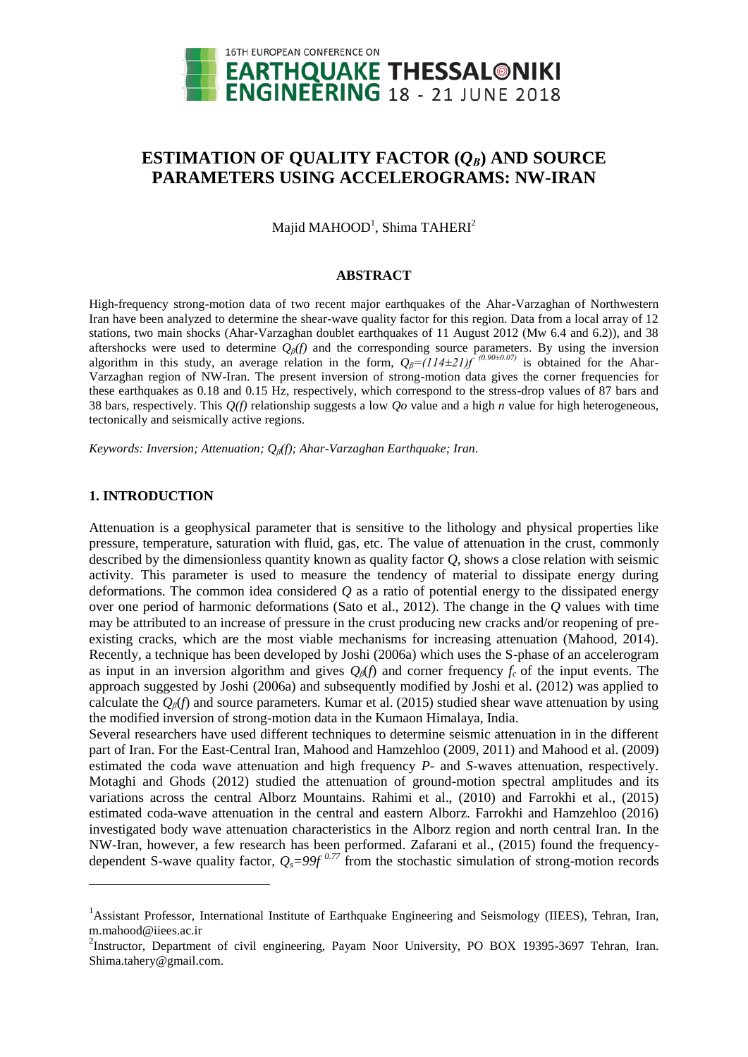# ESTIMATION OF QUALITY FACTOR ($Q_B$) AND SOURCE PARAMETERS USING ACCELEROGRAMS: NW-IRAN

Majid MAHOOD[1], Shima TAHERI[2]

## ABSTRACT

High-frequency strong-motion data of two recent major earthquakes of the Ahar-Varzaghan of Northwestern Iran have been analyzed to determine the shear-wave quality factor for this region. Data from a local array of 12 stations, two main shocks (Ahar-Varzaghan doublet earthquakes of 11 August 2012 (Mw 6.4 and 6.2)), and 38 aftershocks were used to determine $Q_\beta(f)$ and the corresponding source parameters. By using the inversion algorithm in this study, an average relation in the form, $Q_\beta=(114\pm21)f^{(0.90\pm0.07)}$ is obtained for the Ahar-Varzaghan region of NW-Iran. The present inversion of strong-motion data gives the corner frequencies for these earthquakes as 0.18 and 0.15 Hz, respectively, which correspond to the stress-drop values of 87 bars and 38 bars, respectively. This $Q(f)$ relationship suggests a low $Qo$ value and a high $n$ value for high heterogeneous, tectonically and seismically active regions.

*Keywords: Inversion; Attenuation; $Q_\beta(f)$; Ahar-Varzaghan Earthquake; Iran.*

## 1. INTRODUCTION

Attenuation is a geophysical parameter that is sensitive to the lithology and physical properties like pressure, temperature, saturation with fluid, gas, etc. The value of attenuation in the crust, commonly described by the dimensionless quantity known as quality factor $Q$, shows a close relation with seismic activity. This parameter is used to measure the tendency of material to dissipate energy during deformations. The common idea considered $Q$ as a ratio of potential energy to the dissipated energy over one period of harmonic deformations (Sato et al., 2012). The change in the $Q$ values with time may be attributed to an increase of pressure in the crust producing new cracks and/or reopening of pre-existing cracks, which are the most viable mechanisms for increasing attenuation (Mahood, 2014). Recently, a technique has been developed by Joshi (2006a) which uses the S-phase of an accelerogram as input in an inversion algorithm and gives $Q_\beta(f)$ and corner frequency $f_c$ of the input events. The approach suggested by Joshi (2006a) and subsequently modified by Joshi et al. (2012) was applied to calculate the $Q_\beta(f)$ and source parameters. Kumar et al. (2015) studied shear wave attenuation by using the modified inversion of strong-motion data in the Kumaon Himalaya, India.

Several researchers have used different techniques to determine seismic attenuation in in the different part of Iran. For the East-Central Iran, Mahood and Hamzehloo (2009, 2011) and Mahood et al. (2009) estimated the coda wave attenuation and high frequency *P*- and *S*-waves attenuation, respectively. Motaghi and Ghods (2012) studied the attenuation of ground-motion spectral amplitudes and its variations across the central Alborz Mountains. Rahimi et al., (2010) and Farrokhi et al., (2015) estimated coda-wave attenuation in the central and eastern Alborz. Farrokhi and Hamzehloo (2016) investigated body wave attenuation characteristics in the Alborz region and north central Iran. In the NW-Iran, however, a few research has been performed. Zafarani et al., (2015) found the frequency-dependent S-wave quality factor, $Q_s=99f^{0.77}$ from the stochastic simulation of strong-motion records

---

[1]Assistant Professor, International Institute of Earthquake Engineering and Seismology (IIEES), Tehran, Iran, m.mahood@iiees.ac.ir

[2]Instructor, Department of civil engineering, Payam Noor University, PO BOX 19395-3697 Tehran, Iran. Shima.tahery@gmail.com.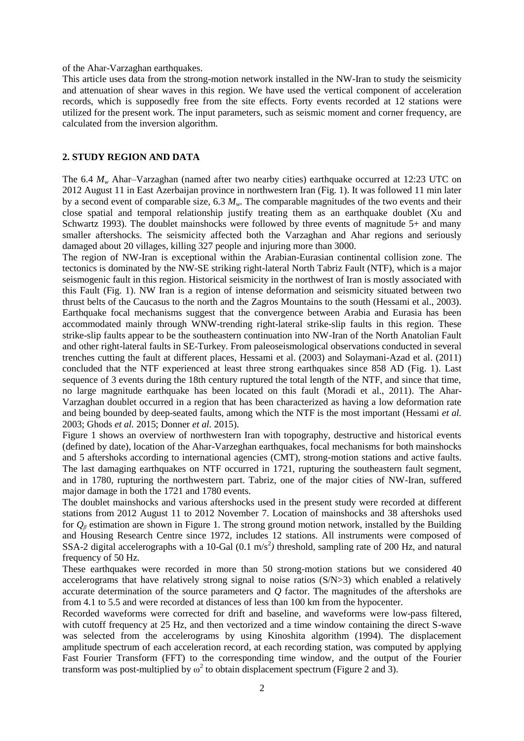of the Ahar-Varzaghan earthquakes.

This article uses data from the strong-motion network installed in the NW-Iran to study the seismicity and attenuation of shear waves in this region. We have used the vertical component of acceleration records, which is supposedly free from the site effects. Forty events recorded at 12 stations were utilized for the present work. The input parameters, such as seismic moment and corner frequency, are calculated from the inversion algorithm.

## 2. STUDY REGION AND DATA

The 6.4 $M_w$ Ahar–Varzaghan (named after two nearby cities) earthquake occurred at 12:23 UTC on 2012 August 11 in East Azerbaijan province in northwestern Iran (Fig. 1). It was followed 11 min later by a second event of comparable size, 6.3 $M_w$. The comparable magnitudes of the two events and their close spatial and temporal relationship justify treating them as an earthquake doublet (Xu and Schwartz 1993). The doublet mainshocks were followed by three events of magnitude 5+ and many smaller aftershocks. The seismicity affected both the Varzaghan and Ahar regions and seriously damaged about 20 villages, killing 327 people and injuring more than 3000.

The region of NW-Iran is exceptional within the Arabian-Eurasian continental collision zone. The tectonics is dominated by the NW-SE striking right-lateral North Tabriz Fault (NTF), which is a major seismogenic fault in this region. Historical seismicity in the northwest of Iran is mostly associated with this Fault (Fig. 1). NW Iran is a region of intense deformation and seismicity situated between two thrust belts of the Caucasus to the north and the Zagros Mountains to the south (Hessami et al., 2003). Earthquake focal mechanisms suggest that the convergence between Arabia and Eurasia has been accommodated mainly through WNW-trending right-lateral strike-slip faults in this region. These strike-slip faults appear to be the southeastern continuation into NW-Iran of the North Anatolian Fault and other right-lateral faults in SE-Turkey. From paleoseismological observations conducted in several trenches cutting the fault at different places, Hessami et al. (2003) and Solaymani-Azad et al. (2011) concluded that the NTF experienced at least three strong earthquakes since 858 AD (Fig. 1). Last sequence of 3 events during the 18th century ruptured the total length of the NTF, and since that time, no large magnitude earthquake has been located on this fault (Moradi et al., 2011). The Ahar-Varzaghan doublet occurred in a region that has been characterized as having a low deformation rate and being bounded by deep-seated faults, among which the NTF is the most important (Hessami *et al.* 2003; Ghods *et al.* 2015; Donner *et al.* 2015).

Figure 1 shows an overview of northwestern Iran with topography, destructive and historical events (defined by date), location of the Ahar-Varzeghan earthquakes, focal mechanisms for both mainshocks and 5 aftershoks according to international agencies (CMT), strong-motion stations and active faults. The last damaging earthquakes on NTF occurred in 1721, rupturing the southeastern fault segment, and in 1780, rupturing the northwestern part. Tabriz, one of the major cities of NW-Iran, suffered major damage in both the 1721 and 1780 events.

The doublet mainshocks and various aftershocks used in the present study were recorded at different stations from 2012 August 11 to 2012 November 7. Location of mainshocks and 38 aftershoks used for $Q_\beta$ estimation are shown in Figure 1. The strong ground motion network, installed by the Building and Housing Research Centre since 1972, includes 12 stations. All instruments were composed of SSA-2 digital accelerographs with a 10-Gal (0.1 $m/s^2$) threshold, sampling rate of 200 Hz, and natural frequency of 50 Hz.

These earthquakes were recorded in more than 50 strong-motion stations but we considered 40 accelerograms that have relatively strong signal to noise ratios (S/N>3) which enabled a relatively accurate determination of the source parameters and $Q$ factor. The magnitudes of the aftershoks are from 4.1 to 5.5 and were recorded at distances of less than 100 km from the hypocenter.

Recorded waveforms were corrected for drift and baseline, and waveforms were low-pass filtered, with cutoff frequency at 25 Hz, and then vectorized and a time window containing the direct S-wave was selected from the accelerograms by using Kinoshita algorithm (1994). The displacement amplitude spectrum of each acceleration record, at each recording station, was computed by applying Fast Fourier Transform (FFT) to the corresponding time window, and the output of the Fourier transform was post-multiplied by $\omega^2$ to obtain displacement spectrum (Figure 2 and 3).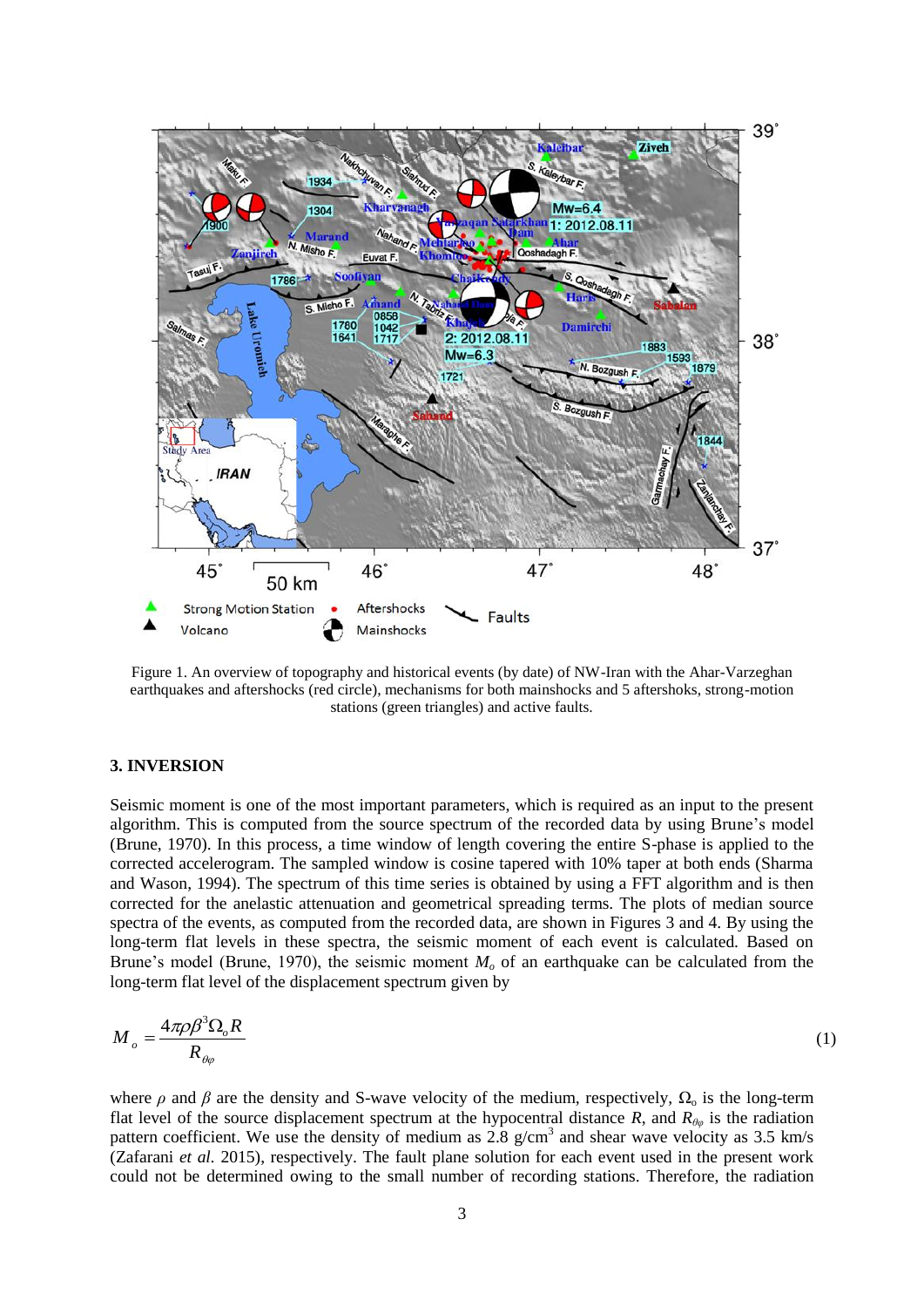Figure 1. An overview of topography and historical events (by date) of NW-Iran with the Ahar-Varzeghan earthquakes and aftershocks (red circle), mechanisms for both mainshocks and 5 aftershoks, strong-motion stations (green triangles) and active faults.

## 3. INVERSION

Seismic moment is one of the most important parameters, which is required as an input to the present algorithm. This is computed from the source spectrum of the recorded data by using Brune's model (Brune, 1970). In this process, a time window of length covering the entire S-phase is applied to the corrected accelerogram. The sampled window is cosine tapered with 10% taper at both ends (Sharma and Wason, 1994). The spectrum of this time series is obtained by using a FFT algorithm and is then corrected for the anelastic attenuation and geometrical spreading terms. The plots of median source spectra of the events, as computed from the recorded data, are shown in Figures 3 and 4. By using the long-term flat levels in these spectra, the seismic moment of each event is calculated. Based on Brune's model (Brune, 1970), the seismic moment $M_o$ of an earthquake can be calculated from the long-term flat level of the displacement spectrum given by

$$M_o = \frac{4\pi\rho\beta^3\Omega_o R}{R_{\theta\varphi}} \tag{1}$$

where $\rho$ and $\beta$ are the density and S-wave velocity of the medium, respectively, $\Omega_o$ is the long-term flat level of the source displacement spectrum at the hypocentral distance $R$, and $R_{\theta\varphi}$ is the radiation pattern coefficient. We use the density of medium as 2.8 g/cm$^3$ and shear wave velocity as 3.5 km/s (Zafarani *et al.* 2015), respectively. The fault plane solution for each event used in the present work could not be determined owing to the small number of recording stations. Therefore, the radiation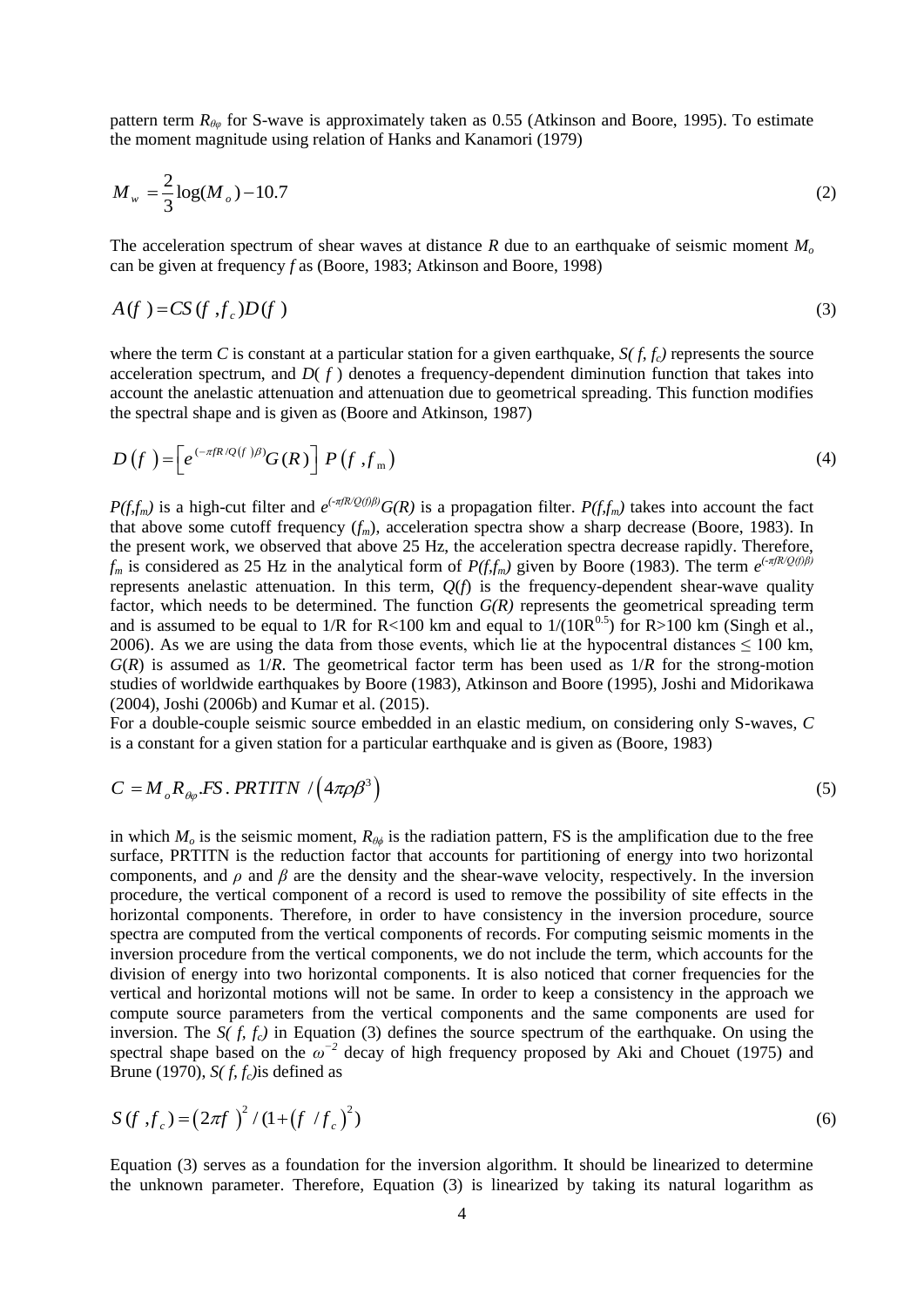pattern term $R_{\theta\varphi}$ for S-wave is approximately taken as 0.55 (Atkinson and Boore, 1995). To estimate the moment magnitude using relation of Hanks and Kanamori (1979)

$$M_w = \frac{2}{3}\log(M_o) - 10.7 \tag{2}$$

The acceleration spectrum of shear waves at distance $R$ due to an earthquake of seismic moment $M_o$ can be given at frequency $f$ as (Boore, 1983; Atkinson and Boore, 1998)

$$A(f) = CS(f, f_c)D(f) \tag{3}$$

where the term $C$ is constant at a particular station for a given earthquake, $S(f, f_c)$ represents the source acceleration spectrum, and $D(f)$ denotes a frequency-dependent diminution function that takes into account the anelastic attenuation and attenuation due to geometrical spreading. This function modifies the spectral shape and is given as (Boore and Atkinson, 1987)

$$D(f) = \left[e^{(-\pi f R/Q(f)\beta)}G(R)\right] P(f, f_m) \tag{4}$$

$P(f,f_m)$ is a high-cut filter and $e^{(-\pi fR/Q(f)\beta)}G(R)$ is a propagation filter. $P(f,f_m)$ takes into account the fact that above some cutoff frequency ($f_m$), acceleration spectra show a sharp decrease (Boore, 1983). In the present work, we observed that above 25 Hz, the acceleration spectra decrease rapidly. Therefore, $f_m$ is considered as 25 Hz in the analytical form of $P(f,f_m)$ given by Boore (1983). The term $e^{(-\pi fR/Q(f)\beta)}$ represents anelastic attenuation. In this term, $Q(f)$ is the frequency-dependent shear-wave quality factor, which needs to be determined. The function $G(R)$ represents the geometrical spreading term and is assumed to be equal to $1/R$ for R<100 km and equal to $1/(10R^{0.5})$ for R>100 km (Singh et al., 2006). As we are using the data from those events, which lie at the hypocentral distances ≤ 100 km, $G(R)$ is assumed as $1/R$. The geometrical factor term has been used as $1/R$ for the strong-motion studies of worldwide earthquakes by Boore (1983), Atkinson and Boore (1995), Joshi and Midorikawa (2004), Joshi (2006b) and Kumar et al. (2015).

For a double-couple seismic source embedded in an elastic medium, on considering only S-waves, $C$ is a constant for a given station for a particular earthquake and is given as (Boore, 1983)

$$C = M_o R_{\theta\varphi}.FS.\,PRTITN\,/\left(4\pi\rho\beta^3\right) \tag{5}$$

in which $M_o$ is the seismic moment, $R_{\theta\phi}$ is the radiation pattern, FS is the amplification due to the free surface, PRTITN is the reduction factor that accounts for partitioning of energy into two horizontal components, and $\rho$ and $\beta$ are the density and the shear-wave velocity, respectively. In the inversion procedure, the vertical component of a record is used to remove the possibility of site effects in the horizontal components. Therefore, in order to have consistency in the inversion procedure, source spectra are computed from the vertical components of records. For computing seismic moments in the inversion procedure from the vertical components, we do not include the term, which accounts for the division of energy into two horizontal components. It is also noticed that corner frequencies for the vertical and horizontal motions will not be same. In order to keep a consistency in the approach we compute source parameters from the vertical components and the same components are used for inversion. The $S(f, f_c)$ in Equation (3) defines the source spectrum of the earthquake. On using the spectral shape based on the $\omega^{-2}$ decay of high frequency proposed by Aki and Chouet (1975) and Brune (1970), $S(f, f_c)$is defined as

$$S(f, f_c) = \left(2\pi f\right)^2 / (1 + \left(f/f_c\right)^2) \tag{6}$$

Equation (3) serves as a foundation for the inversion algorithm. It should be linearized to determine the unknown parameter. Therefore, Equation (3) is linearized by taking its natural logarithm as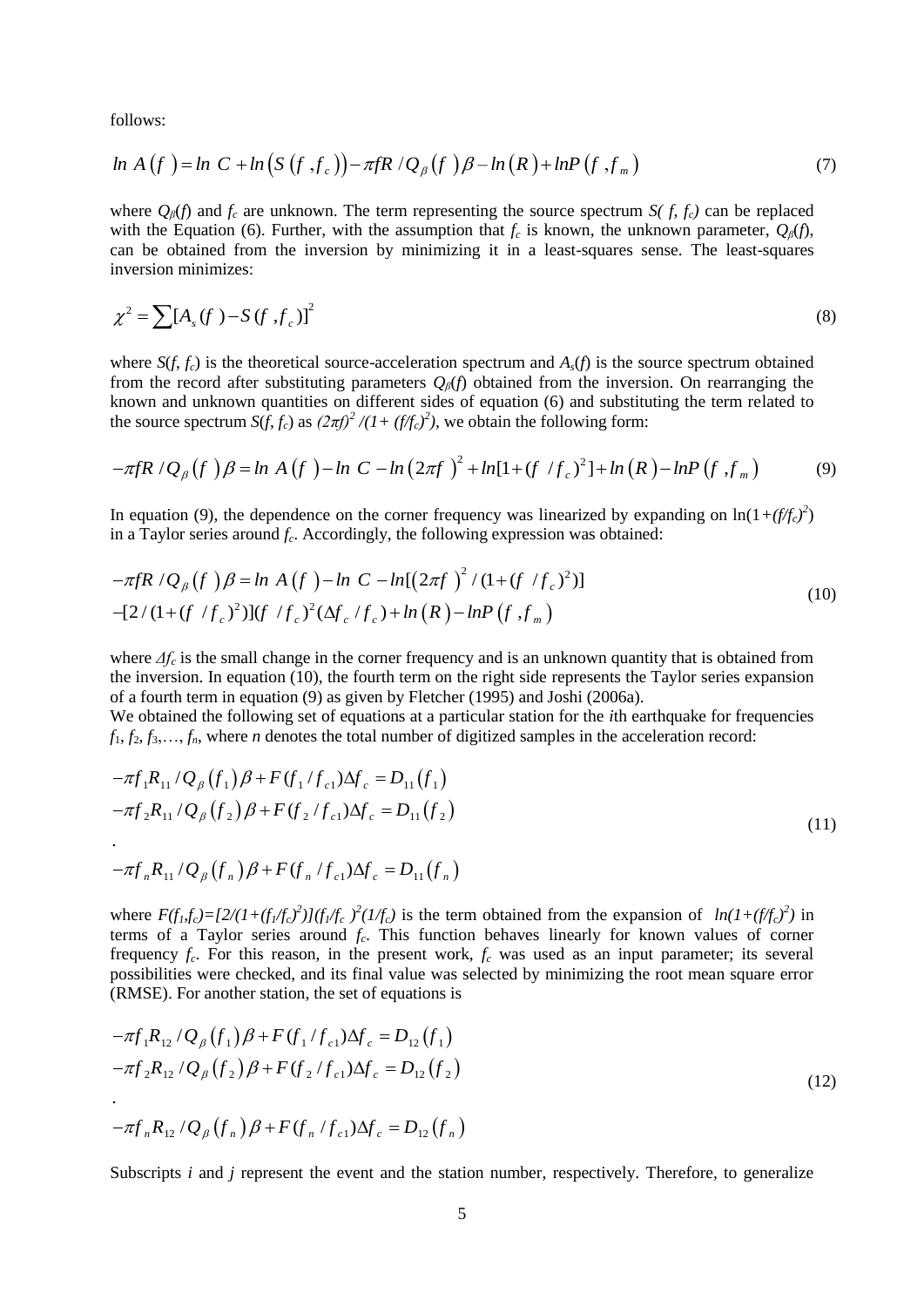follows:

$$ln\ A\left(f\right) = ln\ C + ln\left(S\left(f, f_c\right)\right) - \pi f R / Q_\beta\left(f\right)\beta - ln\left(R\right) + lnP\left(f, f_m\right) \tag{7}$$

where $Q_\beta(f)$ and $f_c$ are unknown. The term representing the source spectrum $S(f, f_c)$ can be replaced with the Equation (6). Further, with the assumption that $f_c$ is known, the unknown parameter, $Q_\beta(f)$, can be obtained from the inversion by minimizing it in a least-squares sense. The least-squares inversion minimizes:

$$\chi^2 = \sum [A_s(f) - S(f, f_c)]^2 \tag{8}$$

where $S(f, f_c)$ is the theoretical source-acceleration spectrum and $A_s(f)$ is the source spectrum obtained from the record after substituting parameters $Q_\beta(f)$ obtained from the inversion. On rearranging the known and unknown quantities on different sides of equation (6) and substituting the term related to the source spectrum $S(f, f_c)$ as $(2\pi f)^2/(1+(f/f_c)^2)$, we obtain the following form:

$$-\pi f R / Q_\beta\left(f\right)\beta = ln\ A\left(f\right) - ln\ C - ln\left(2\pi f\right)^2 + ln[1 + (f/f_c)^2] + ln\left(R\right) - lnP\left(f, f_m\right) \tag{9}$$

In equation (9), the dependence on the corner frequency was linearized by expanding on $\ln(1+(f/f_c)^2)$ in a Taylor series around $f_c$. Accordingly, the following expression was obtained:

$$\begin{aligned} -\pi f R / Q_\beta\left(f\right)\beta &= ln\ A\left(f\right) - ln\ C - ln[\left(2\pi f\right)^2 / (1 + (f/f_c)^2)] \\ &- [2/(1+(f/f_c)^2)](f/f_c)^2(\Delta f_c / f_c) + ln\left(R\right) - lnP\left(f, f_m\right) \end{aligned} \tag{10}$$

where $\Delta f_c$ is the small change in the corner frequency and is an unknown quantity that is obtained from the inversion. In equation (10), the fourth term on the right side represents the Taylor series expansion of a fourth term in equation (9) as given by Fletcher (1995) and Joshi (2006a).

We obtained the following set of equations at a particular station for the *i*th earthquake for frequencies $f_1, f_2, f_3, \ldots, f_n$, where $n$ denotes the total number of digitized samples in the acceleration record:

$$\begin{aligned} -\pi f_1 R_{11} / Q_\beta\left(f_1\right)\beta + F(f_1 / f_{c1})\Delta f_c &= D_{11}\left(f_1\right) \\ -\pi f_2 R_{11} / Q_\beta\left(f_2\right)\beta + F(f_2 / f_{c1})\Delta f_c &= D_{11}\left(f_2\right) \\ &. \\ -\pi f_n R_{11} / Q_\beta\left(f_n\right)\beta + F(f_n / f_{c1})\Delta f_c &= D_{11}\left(f_n\right) \end{aligned} \tag{11}$$

where $F(f_1,f_c)=[2/(1+(f_1/f_c)^2)](f_1/f_c)^2(1/f_c)$ is the term obtained from the expansion of $ln(1+(f/f_c)^2)$ in terms of a Taylor series around $f_c$. This function behaves linearly for known values of corner frequency $f_c$. For this reason, in the present work, $f_c$ was used as an input parameter; its several possibilities were checked, and its final value was selected by minimizing the root mean square error (RMSE). For another station, the set of equations is

$$\begin{aligned} -\pi f_1 R_{12} / Q_\beta\left(f_1\right)\beta + F(f_1 / f_{c1})\Delta f_c &= D_{12}\left(f_1\right) \\ -\pi f_2 R_{12} / Q_\beta\left(f_2\right)\beta + F(f_2 / f_{c1})\Delta f_c &= D_{12}\left(f_2\right) \\ &. \\ -\pi f_n R_{12} / Q_\beta\left(f_n\right)\beta + F(f_n / f_{c1})\Delta f_c &= D_{12}\left(f_n\right) \end{aligned} \tag{12}$$

Subscripts $i$ and $j$ represent the event and the station number, respectively. Therefore, to generalize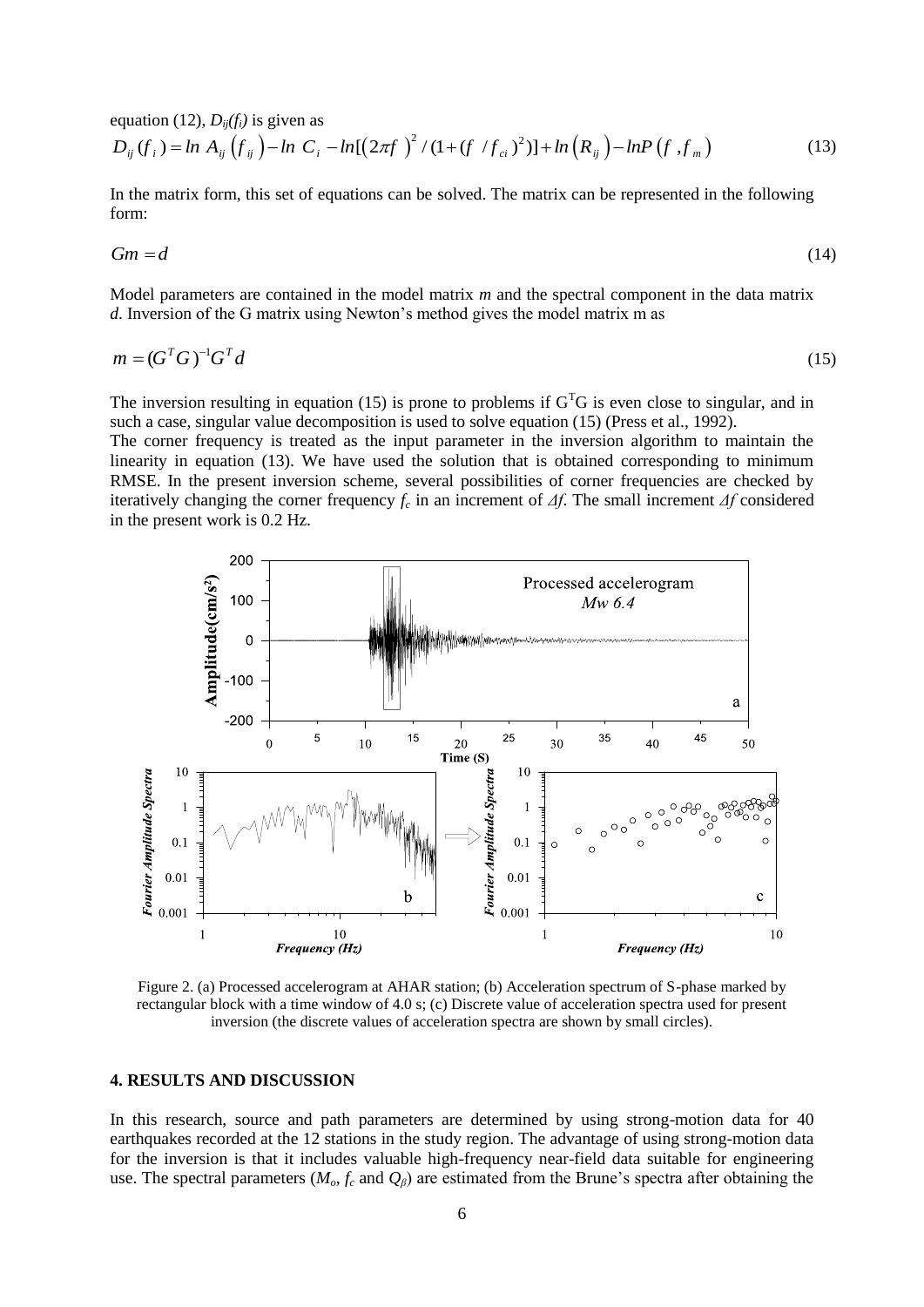equation (12), $D_{ij}(f_i)$ is given as

$$D_{ij}(f_i) = ln\ A_{ij}\left(f_{ij}\right) - ln\ C_i - ln[\left(2\pi f\ \right)^2 / (1 + (f\ / f_{ci})^2)] + ln\left(R_{ij}\right) - lnP\left(f\ , f_m\right) \tag{13}$$

In the matrix form, this set of equations can be solved. The matrix can be represented in the following form:

$$Gm = d \tag{14}$$

Model parameters are contained in the model matrix *m* and the spectral component in the data matrix *d*. Inversion of the G matrix using Newton's method gives the model matrix m as

$$m = (G^T G)^{-1} G^T d \tag{15}$$

The inversion resulting in equation (15) is prone to problems if $G^T G$ is even close to singular, and in such a case, singular value decomposition is used to solve equation (15) (Press et al., 1992).

The corner frequency is treated as the input parameter in the inversion algorithm to maintain the linearity in equation (13). We have used the solution that is obtained corresponding to minimum RMSE. In the present inversion scheme, several possibilities of corner frequencies are checked by iteratively changing the corner frequency $f_c$ in an increment of $\Delta f$. The small increment $\Delta f$ considered in the present work is 0.2 Hz.

Figure 2. (a) Processed accelerogram at AHAR station; (b) Acceleration spectrum of S-phase marked by rectangular block with a time window of 4.0 s; (c) Discrete value of acceleration spectra used for present inversion (the discrete values of acceleration spectra are shown by small circles).

## 4. RESULTS AND DISCUSSION

In this research, source and path parameters are determined by using strong-motion data for 40 earthquakes recorded at the 12 stations in the study region. The advantage of using strong-motion data for the inversion is that it includes valuable high-frequency near-field data suitable for engineering use. The spectral parameters ($M_o$, $f_c$ and $Q_\beta$) are estimated from the Brune's spectra after obtaining the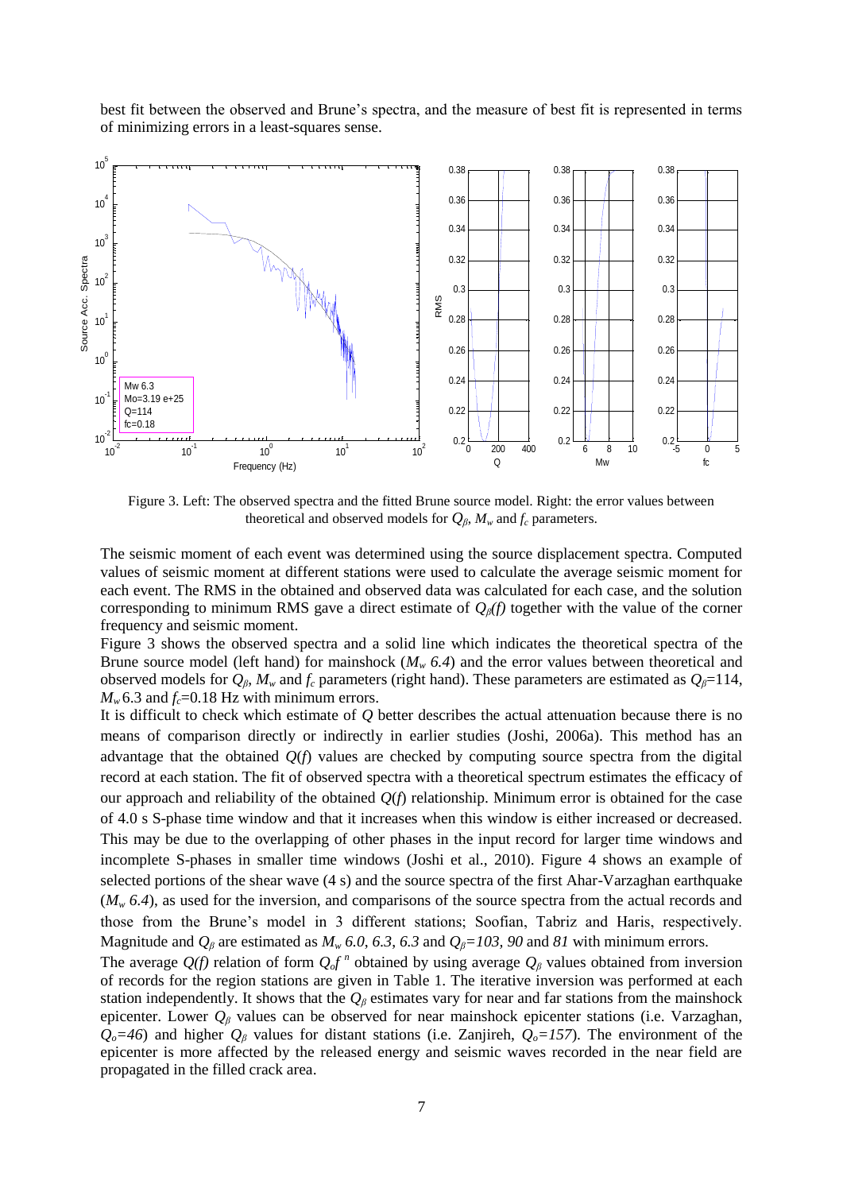best fit between the observed and Brune's spectra, and the measure of best fit is represented in terms of minimizing errors in a least-squares sense.

Figure 3. Left: The observed spectra and the fitted Brune source model. Right: the error values between theoretical and observed models for $Q_\beta$, $M_w$ and $f_c$ parameters.

The seismic moment of each event was determined using the source displacement spectra. Computed values of seismic moment at different stations were used to calculate the average seismic moment for each event. The RMS in the obtained and observed data was calculated for each case, and the solution corresponding to minimum RMS gave a direct estimate of $Q_\beta(f)$ together with the value of the corner frequency and seismic moment.

Figure 3 shows the observed spectra and a solid line which indicates the theoretical spectra of the Brune source model (left hand) for mainshock ($M_w$ *6.4*) and the error values between theoretical and observed models for $Q_\beta$, $M_w$ and $f_c$ parameters (right hand). These parameters are estimated as $Q_\beta$=114, $M_w$ 6.3 and $f_c$=0.18 Hz with minimum errors.

It is difficult to check which estimate of *Q* better describes the actual attenuation because there is no means of comparison directly or indirectly in earlier studies (Joshi, 2006a). This method has an advantage that the obtained *Q*(*f*) values are checked by computing source spectra from the digital record at each station. The fit of observed spectra with a theoretical spectrum estimates the efficacy of our approach and reliability of the obtained *Q*(*f*) relationship. Minimum error is obtained for the case of 4.0 s S-phase time window and that it increases when this window is either increased or decreased. This may be due to the overlapping of other phases in the input record for larger time windows and incomplete S-phases in smaller time windows (Joshi et al., 2010). Figure 4 shows an example of selected portions of the shear wave (4 s) and the source spectra of the first Ahar-Varzaghan earthquake ($M_w$ *6.4*), as used for the inversion, and comparisons of the source spectra from the actual records and those from the Brune's model in 3 different stations; Soofian, Tabriz and Haris, respectively. Magnitude and $Q_\beta$ are estimated as $M_w$ *6.0*, *6.3*, *6.3* and $Q_\beta$*=103*, *90* and *81* with minimum errors.

The average $Q(f)$ relation of form $Q_o f^{\,n}$ obtained by using average $Q_\beta$ values obtained from inversion of records for the region stations are given in Table 1. The iterative inversion was performed at each station independently. It shows that the $Q_\beta$ estimates vary for near and far stations from the mainshock epicenter. Lower $Q_\beta$ values can be observed for near mainshock epicenter stations (i.e. Varzaghan, $Q_o$*=46*) and higher $Q_\beta$ values for distant stations (i.e. Zanjireh, $Q_o$*=157*). The environment of the epicenter is more affected by the released energy and seismic waves recorded in the near field are propagated in the filled crack area.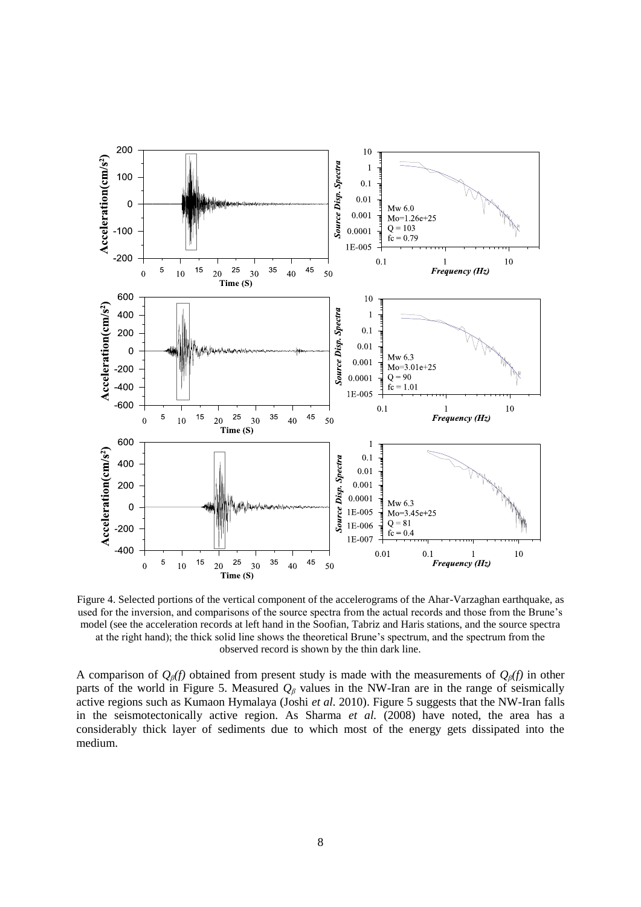Figure 4. Selected portions of the vertical component of the accelerograms of the Ahar-Varzaghan earthquake, as used for the inversion, and comparisons of the source spectra from the actual records and those from the Brune's model (see the acceleration records at left hand in the Soofian, Tabriz and Haris stations, and the source spectra at the right hand); the thick solid line shows the theoretical Brune's spectrum, and the spectrum from the observed record is shown by the thin dark line.

A comparison of $Q_\beta(f)$ obtained from present study is made with the measurements of $Q_\beta(f)$ in other parts of the world in Figure 5. Measured $Q_\beta$ values in the NW-Iran are in the range of seismically active regions such as Kumaon Hymalaya (Joshi *et al.* 2010). Figure 5 suggests that the NW-Iran falls in the seismotectonically active region. As Sharma *et al.* (2008) have noted, the area has a considerably thick layer of sediments due to which most of the energy gets dissipated into the medium.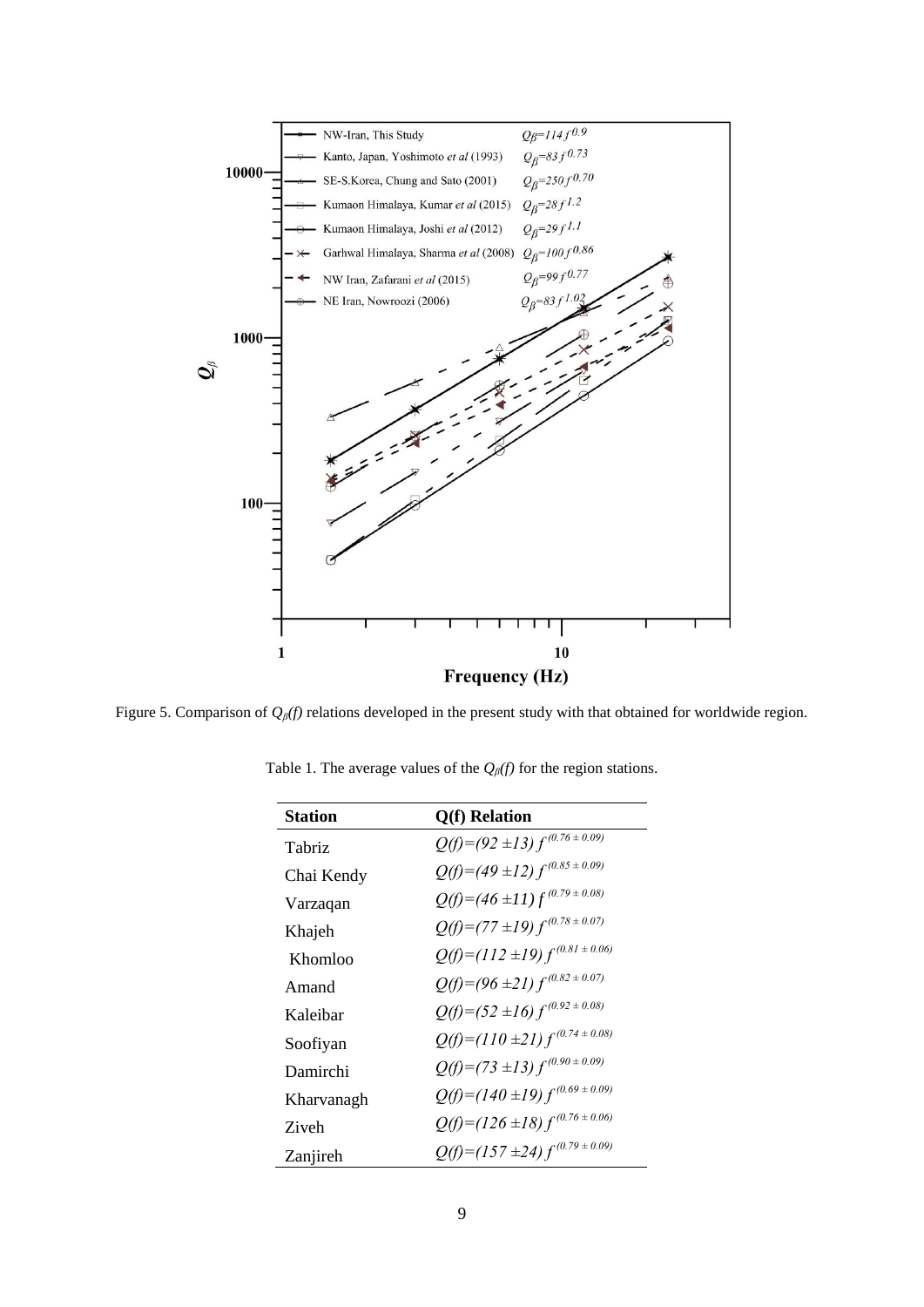Figure 5. Comparison of $Q_\beta(f)$ relations developed in the present study with that obtained for worldwide region.

Table 1. The average values of the $Q_\beta(f)$ for the region stations.

| Station | Q(f) Relation |
|---|---|
| Tabriz | $Q(f)=(92 \pm 13)\, f^{(0.76 \pm 0.09)}$ |
| Chai Kendy | $Q(f)=(49 \pm 12)\, f^{(0.85 \pm 0.09)}$ |
| Varzaqan | $Q(f)=(46 \pm 11)\, f^{(0.79 \pm 0.08)}$ |
| Khajeh | $Q(f)=(77 \pm 19)\, f^{(0.78 \pm 0.07)}$ |
| Khomloo | $Q(f)=(112 \pm 19)\, f^{(0.81 \pm 0.06)}$ |
| Amand | $Q(f)=(96 \pm 21)\, f^{(0.82 \pm 0.07)}$ |
| Kaleibar | $Q(f)=(52 \pm 16)\, f^{(0.92 \pm 0.08)}$ |
| Soofiyan | $Q(f)=(110 \pm 21)\, f^{(0.74 \pm 0.08)}$ |
| Damirchi | $Q(f)=(73 \pm 13)\, f^{(0.90 \pm 0.09)}$ |
| Kharvanagh | $Q(f)=(140 \pm 19)\, f^{(0.69 \pm 0.09)}$ |
| Ziveh | $Q(f)=(126 \pm 18)\, f^{(0.76 \pm 0.06)}$ |
| Zanjireh | $Q(f)=(157 \pm 24)\, f^{(0.79 \pm 0.09)}$ |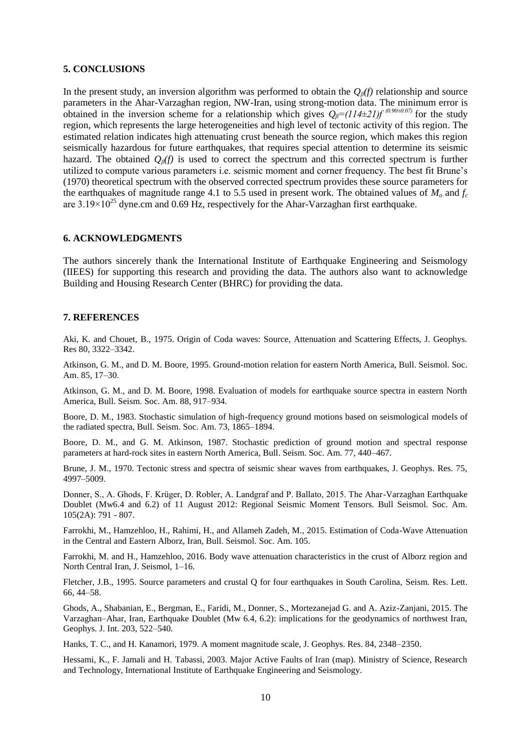## 5. CONCLUSIONS

In the present study, an inversion algorithm was performed to obtain the $Q_\beta(f)$ relationship and source parameters in the Ahar-Varzaghan region, NW-Iran, using strong-motion data. The minimum error is obtained in the inversion scheme for a relationship which gives $Q_\beta=(114\pm21)f^{(0.90\pm0.07)}$ for the study region, which represents the large heterogeneities and high level of tectonic activity of this region. The estimated relation indicates high attenuating crust beneath the source region, which makes this region seismically hazardous for future earthquakes, that requires special attention to determine its seismic hazard. The obtained $Q_\beta(f)$ is used to correct the spectrum and this corrected spectrum is further utilized to compute various parameters i.e. seismic moment and corner frequency. The best fit Brune's (1970) theoretical spectrum with the observed corrected spectrum provides these source parameters for the earthquakes of magnitude range 4.1 to 5.5 used in present work. The obtained values of $M_o$ and $f_c$ are $3.19\times10^{25}$ dyne.cm and 0.69 Hz, respectively for the Ahar-Varzaghan first earthquake.

## 6. ACKNOWLEDGMENTS

The authors sincerely thank the International Institute of Earthquake Engineering and Seismology (IIEES) for supporting this research and providing the data. The authors also want to acknowledge Building and Housing Research Center (BHRC) for providing the data.

## 7. REFERENCES

Aki, K. and Chouet, B., 1975. Origin of Coda waves: Source, Attenuation and Scattering Effects, J. Geophys. Res 80, 3322–3342.

Atkinson, G. M., and D. M. Boore, 1995. Ground-motion relation for eastern North America, Bull. Seismol. Soc. Am. 85, 17–30.

Atkinson, G. M., and D. M. Boore, 1998. Evaluation of models for earthquake source spectra in eastern North America, Bull. Seism. Soc. Am. 88, 917–934.

Boore, D. M., 1983. Stochastic simulation of high-frequency ground motions based on seismological models of the radiated spectra, Bull. Seism. Soc. Am. 73, 1865–1894.

Boore, D. M., and G. M. Atkinson, 1987. Stochastic prediction of ground motion and spectral response parameters at hard-rock sites in eastern North America, Bull. Seism. Soc. Am. 77, 440–467.

Brune, J. M., 1970. Tectonic stress and spectra of seismic shear waves from earthquakes, J. Geophys. Res. 75, 4997–5009.

Donner, S., A. Ghods, F. Krüger, D. Robler, A. Landgraf and P. Ballato, 2015. The Ahar-Varzaghan Earthquake Doublet (Mw6.4 and 6.2) of 11 August 2012: Regional Seismic Moment Tensors. Bull Seismol. Soc. Am. 105(2A): 791 - 807.

Farrokhi, M., Hamzehloo, H., Rahimi, H., and Allameh Zadeh, M., 2015. Estimation of Coda-Wave Attenuation in the Central and Eastern Alborz, Iran, Bull. Seismol. Soc. Am. 105.

Farrokhi, M. and H., Hamzehloo, 2016. Body wave attenuation characteristics in the crust of Alborz region and North Central Iran, J. Seismol, 1–16.

Fletcher, J.B., 1995. Source parameters and crustal Q for four earthquakes in South Carolina, Seism. Res. Lett. 66, 44–58.

Ghods, A., Shabanian, E., Bergman, E., Faridi, M., Donner, S., Mortezanejad G. and A. Aziz-Zanjani, 2015. The Varzaghan–Ahar, Iran, Earthquake Doublet (Mw 6.4, 6.2): implications for the geodynamics of northwest Iran, Geophys. J. Int. 203, 522–540.

Hanks, T. C., and H. Kanamori, 1979. A moment magnitude scale, J. Geophys. Res. 84, 2348–2350.

Hessami, K., F. Jamali and H. Tabassi, 2003. Major Active Faults of Iran (map). Ministry of Science, Research and Technology, International Institute of Earthquake Engineering and Seismology.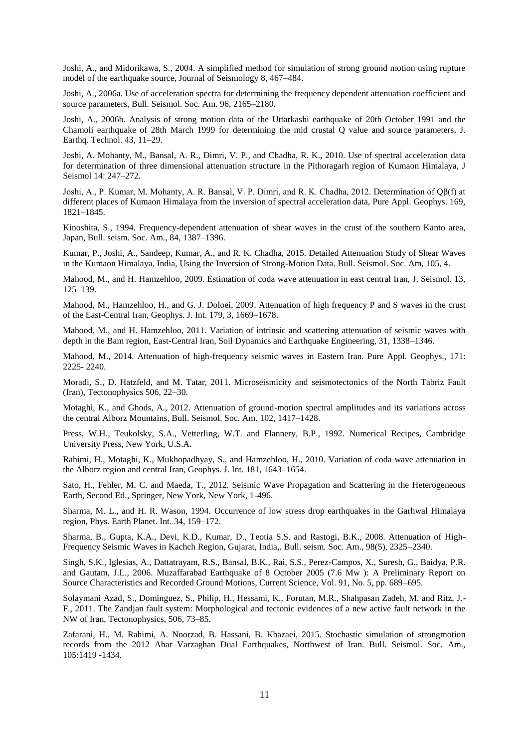Joshi, A., and Midorikawa, S., 2004. A simplified method for simulation of strong ground motion using rupture model of the earthquake source, Journal of Seismology 8, 467–484.

Joshi, A., 2006a. Use of acceleration spectra for determining the frequency dependent attenuation coefficient and source parameters, Bull. Seismol. Soc. Am. 96, 2165–2180.

Joshi, A., 2006b. Analysis of strong motion data of the Uttarkashi earthquake of 20th October 1991 and the Chamoli earthquake of 28th March 1999 for determining the mid crustal Q value and source parameters, J. Earthq. Technol. 43, 11–29.

Joshi, A. Mohanty, M., Bansal, A. R., Dimri, V. P., and Chadha, R. K., 2010. Use of spectral acceleration data for determination of three dimensional attenuation structure in the Pithoragarh region of Kumaon Himalaya, J Seismol 14: 247–272.

Joshi, A., P. Kumar, M. Mohanty, A. R. Bansal, V. P. Dimri, and R. K. Chadha, 2012. Determination of $Q\beta(f)$ at different places of Kumaon Himalaya from the inversion of spectral acceleration data, Pure Appl. Geophys. 169, 1821–1845.

Kinoshita, S., 1994. Frequency-dependent attenuation of shear waves in the crust of the southern Kanto area, Japan, Bull. seism. Soc. Am., 84, 1387–1396.

Kumar, P., Joshi, A., Sandeep, Kumar, A., and R. K. Chadha, 2015. Detailed Attenuation Study of Shear Waves in the Kumaon Himalaya, India, Using the Inversion of Strong-Motion Data. Bull. Seismol. Soc. Am, 105, 4.

Mahood, M., and H. Hamzehloo, 2009. Estimation of coda wave attenuation in east central Iran, J. Seismol. 13, 125–139.

Mahood, M., Hamzehloo, H., and G. J. Doloei, 2009. Attenuation of high frequency P and S waves in the crust of the East-Central Iran, Geophys. J. Int. 179, 3, 1669–1678.

Mahood, M., and H. Hamzehloo, 2011. Variation of intrinsic and scattering attenuation of seismic waves with depth in the Bam region, East-Central Iran, Soil Dynamics and Earthquake Engineering, 31, 1338–1346.

Mahood, M., 2014. Attenuation of high-frequency seismic waves in Eastern Iran. Pure Appl. Geophys., 171: 2225- 2240.

Moradi, S., D. Hatzfeld, and M. Tatar, 2011. Microseismicity and seismotectonics of the North Tabriz Fault (Iran), Tectonophysics 506, 22–30.

Motaghi, K., and Ghods, A., 2012. Attenuation of ground-motion spectral amplitudes and its variations across the central Alborz Mountains, Bull. Seismol. Soc. Am. 102, 1417–1428.

Press, W.H., Teukolsky, S.A., Vetterling, W.T. and Flannery, B.P., 1992. Numerical Recipes, Cambridge University Press, New York, U.S.A.

Rahimi, H., Motaghi, K., Mukhopadhyay, S., and Hamzehloo, H., 2010. Variation of coda wave attenuation in the Alborz region and central Iran, Geophys. J. Int. 181, 1643–1654.

Sato, H., Fehler, M. C. and Maeda, T., 2012. Seismic Wave Propagation and Scattering in the Heterogeneous Earth, Second Ed., Springer, New York, New York, 1-496.

Sharma, M. L., and H. R. Wason, 1994. Occurrence of low stress drop earthquakes in the Garhwal Himalaya region, Phys. Earth Planet. Int. 34, 159–172.

Sharma, B., Gupta, K.A., Devi, K.D., Kumar, D., Teotia S.S. and Rastogi, B.K., 2008. Attenuation of High-Frequency Seismic Waves in Kachch Region, Gujarat, India,. Bull. seism. Soc. Am., 98(5), 2325–2340.

Singh, S.K., Iglesias, A., Dattatrayam, R.S., Bansal, B.K., Rai, S.S., Perez-Campos, X., Suresh, G., Baidya, P.R. and Gautam, J.L., 2006. Muzaffarabad Earthquake of 8 October 2005 (7.6 Mw ): A Preliminary Report on Source Characteristics and Recorded Ground Motions, Current Science, Vol. 91, No. 5, pp. 689–695.

Solaymani Azad, S., Dominguez, S., Philip, H., Hessami, K., Forutan, M.R., Shahpasan Zadeh, M. and Ritz, J.-F., 2011. The Zandjan fault system: Morphological and tectonic evidences of a new active fault network in the NW of Iran, Tectonophysics, 506, 73–85.

Zafarani, H., M. Rahimi, A. Noorzad, B. Hassani, B. Khazaei, 2015. Stochastic simulation of strongmotion records from the 2012 Ahar–Varzaghan Dual Earthquakes, Northwest of Iran. Bull. Seismol. Soc. Am., 105:1419 -1434.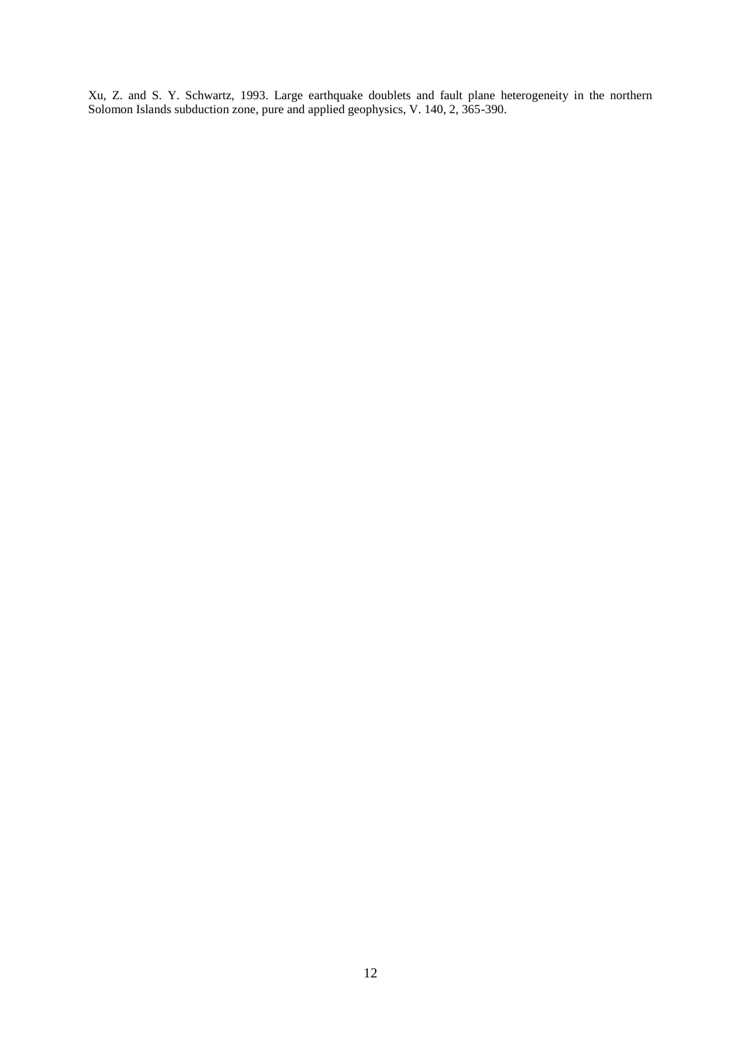Xu, Z. and S. Y. Schwartz, 1993. Large earthquake doublets and fault plane heterogeneity in the northern Solomon Islands subduction zone, pure and applied geophysics, V. 140, 2, 365-390.